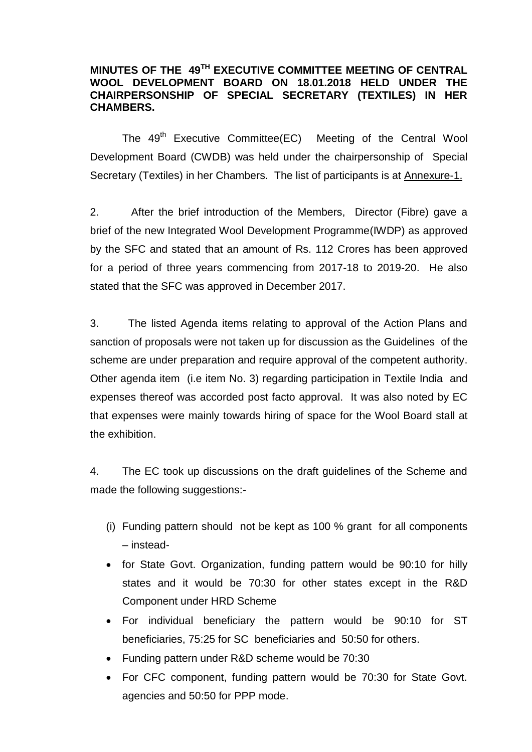**MINUTES OF THE 49TH EXECUTIVE COMMITTEE MEETING OF CENTRAL WOOL DEVELOPMENT BOARD ON 18.01.2018 HELD UNDER THE CHAIRPERSONSHIP OF SPECIAL SECRETARY (TEXTILES) IN HER CHAMBERS.**

The 49th Executive Committee(EC) Meeting of the Central Wool Development Board (CWDB) was held under the chairpersonship of Special Secretary (Textiles) in her Chambers. The list of participants is at Annexure-1.

2. After the brief introduction of the Members, Director (Fibre) gave a brief of the new Integrated Wool Development Programme(IWDP) as approved by the SFC and stated that an amount of Rs. 112 Crores has been approved for a period of three years commencing from 2017-18 to 2019-20. He also stated that the SFC was approved in December 2017.

3. The listed Agenda items relating to approval of the Action Plans and sanction of proposals were not taken up for discussion as the Guidelines of the scheme are under preparation and require approval of the competent authority. Other agenda item (i.e item No. 3) regarding participation in Textile India and expenses thereof was accorded post facto approval. It was also noted by EC that expenses were mainly towards hiring of space for the Wool Board stall at the exhibition.

4. The EC took up discussions on the draft guidelines of the Scheme and made the following suggestions:-

(i) Funding pattern should not be kept as 100 % grant for all components – instead-

- for State Govt. Organization, funding pattern would be 90:10 for hilly states and it would be 70:30 for other states except in the R&D Component under HRD Scheme
- For individual beneficiary the pattern would be 90:10 for ST beneficiaries, 75:25 for SC beneficiaries and 50:50 for others.
- Funding pattern under R&D scheme would be 70:30
- For CFC component, funding pattern would be 70:30 for State Govt. agencies and 50:50 for PPP mode.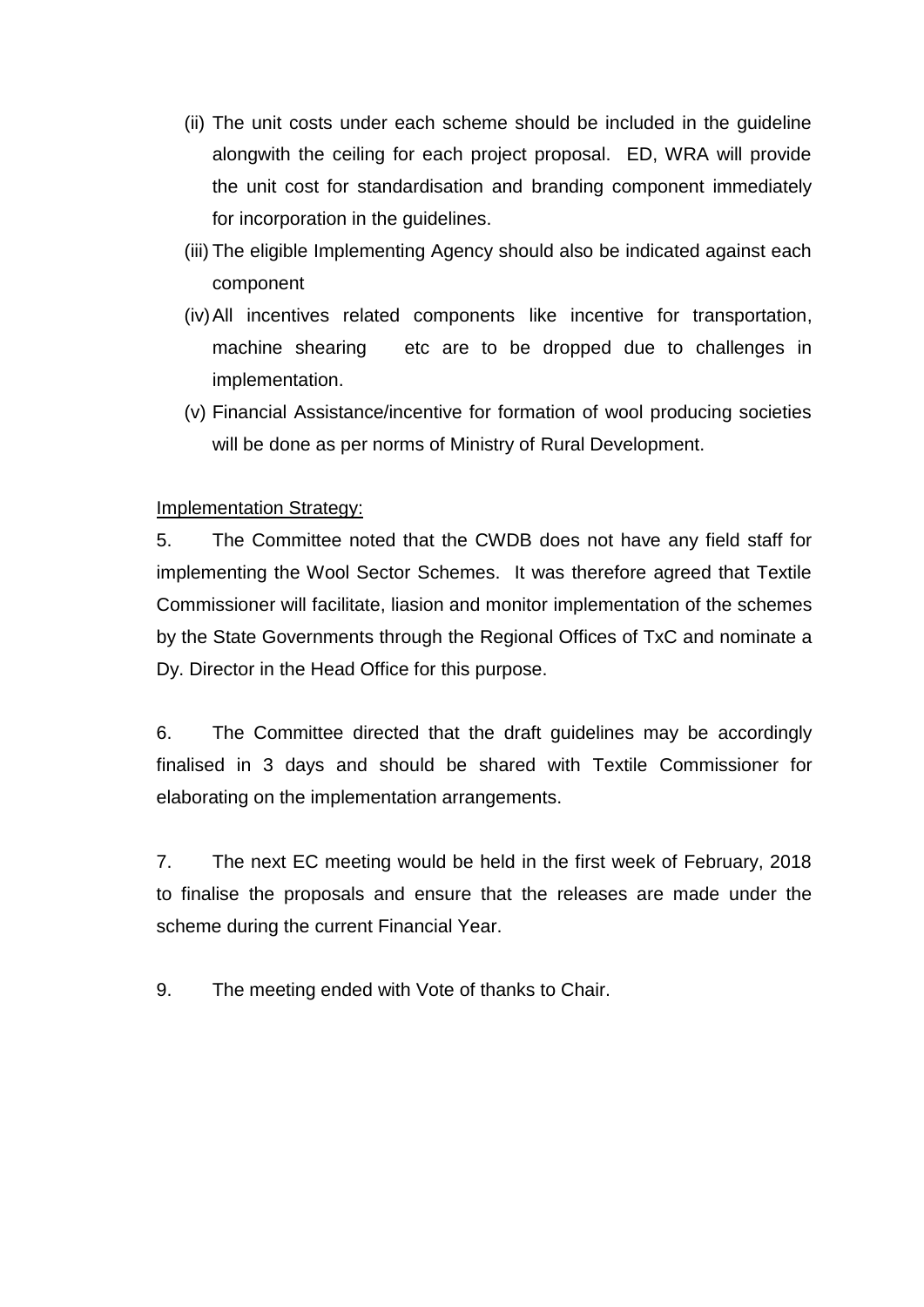(ii) The unit costs under each scheme should be included in the guideline alongwith the ceiling for each project proposal. ED, WRA will provide the unit cost for standardisation and branding component immediately for incorporation in the guidelines.

(iii) The eligible Implementing Agency should also be indicated against each component

(iv) All incentives related components like incentive for transportation, machine shearing etc are to be dropped due to challenges in implementation.

(v) Financial Assistance/incentive for formation of wool producing societies will be done as per norms of Ministry of Rural Development.

<u>Implementation Strategy:</u>

5. The Committee noted that the CWDB does not have any field staff for implementing the Wool Sector Schemes. It was therefore agreed that Textile Commissioner will facilitate, liasion and monitor implementation of the schemes by the State Governments through the Regional Offices of TxC and nominate a Dy. Director in the Head Office for this purpose.

6. The Committee directed that the draft guidelines may be accordingly finalised in 3 days and should be shared with Textile Commissioner for elaborating on the implementation arrangements.

7. The next EC meeting would be held in the first week of February, 2018 to finalise the proposals and ensure that the releases are made under the scheme during the current Financial Year.

9. The meeting ended with Vote of thanks to Chair.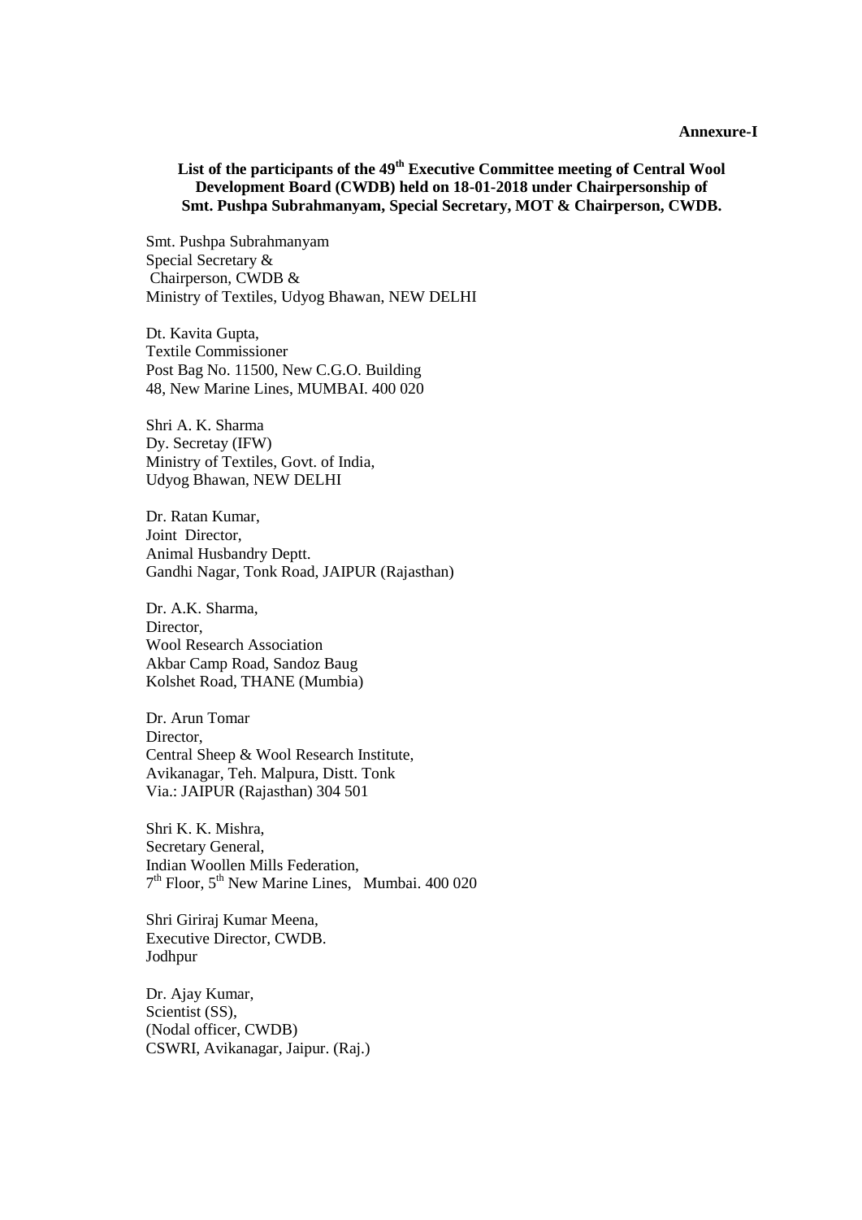**Annexure-I**

**List of the participants of the 49th Executive Committee meeting of Central Wool Development Board (CWDB) held on 18-01-2018 under Chairpersonship of Smt. Pushpa Subrahmanyam, Special Secretary, MOT & Chairperson, CWDB.**

Smt. Pushpa Subrahmanyam
Special Secretary &
Chairperson, CWDB &
Ministry of Textiles, Udyog Bhawan, NEW DELHI

Dt. Kavita Gupta,
Textile Commissioner
Post Bag No. 11500, New C.G.O. Building
48, New Marine Lines, MUMBAI. 400 020

Shri A. K. Sharma
Dy. Secretay (IFW)
Ministry of Textiles, Govt. of India,
Udyog Bhawan, NEW DELHI

Dr. Ratan Kumar,
Joint Director,
Animal Husbandry Deptt.
Gandhi Nagar, Tonk Road, JAIPUR (Rajasthan)

Dr. A.K. Sharma,
Director,
Wool Research Association
Akbar Camp Road, Sandoz Baug
Kolshet Road, THANE (Mumbia)

Dr. Arun Tomar
Director,
Central Sheep & Wool Research Institute,
Avikanagar, Teh. Malpura, Distt. Tonk
Via.: JAIPUR (Rajasthan) 304 501

Shri K. K. Mishra,
Secretary General,
Indian Woollen Mills Federation,
7th Floor, 5th New Marine Lines, Mumbai. 400 020

Shri Giriraj Kumar Meena,
Executive Director, CWDB.
Jodhpur

Dr. Ajay Kumar,
Scientist (SS),
(Nodal officer, CWDB)
CSWRI, Avikanagar, Jaipur. (Raj.)